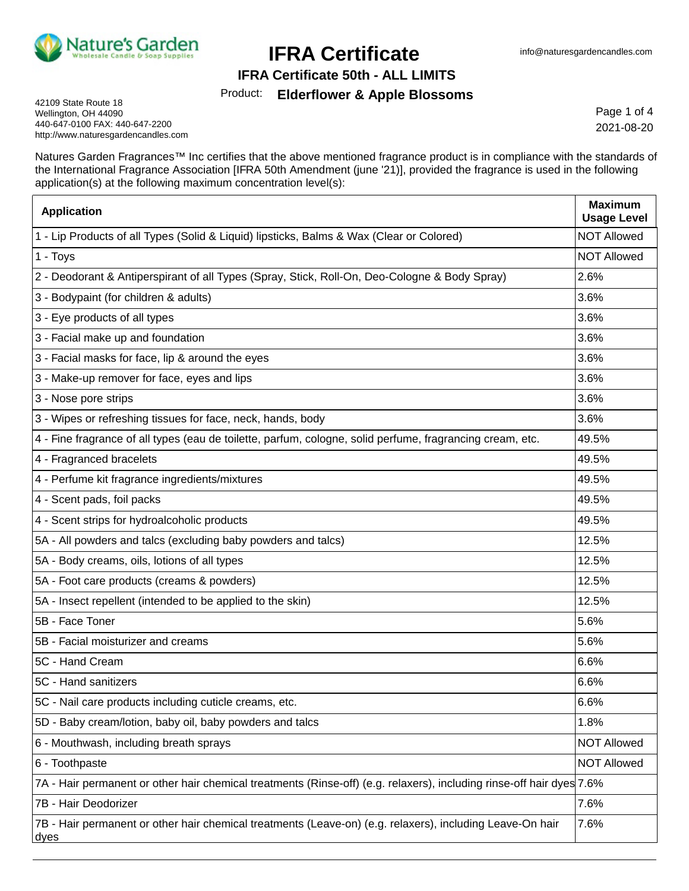# IFRA Certificate

info@naturesgardencandles.com

## IFRA Certificate 50th - ALL LIMITS

Product: **Elderflower & Apple Blossoms**

42109 State Route 18
Wellington, OH 44090
440-647-0100 FAX: 440-647-2200
http://www.naturesgardencandles.com

2021-08-20

Natures Garden Fragrances™ Inc certifies that the above mentioned fragrance product is in compliance with the standards of the International Fragrance Association [IFRA 50th Amendment (june '21)], provided the fragrance is used in the following application(s) at the following maximum concentration level(s):

| Application | Maximum Usage Level |
|---|---|
| 1 - Lip Products of all Types (Solid & Liquid) lipsticks, Balms & Wax (Clear or Colored) | NOT Allowed |
| 1 - Toys | NOT Allowed |
| 2 - Deodorant & Antiperspirant of all Types (Spray, Stick, Roll-On, Deo-Cologne & Body Spray) | 2.6% |
| 3 - Bodypaint (for children & adults) | 3.6% |
| 3 - Eye products of all types | 3.6% |
| 3 - Facial make up and foundation | 3.6% |
| 3 - Facial masks for face, lip & around the eyes | 3.6% |
| 3 - Make-up remover for face, eyes and lips | 3.6% |
| 3 - Nose pore strips | 3.6% |
| 3 - Wipes or refreshing tissues for face, neck, hands, body | 3.6% |
| 4 - Fine fragrance of all types (eau de toilette, parfum, cologne, solid perfume, fragrancing cream, etc. | 49.5% |
| 4 - Fragranced bracelets | 49.5% |
| 4 - Perfume kit fragrance ingredients/mixtures | 49.5% |
| 4 - Scent pads, foil packs | 49.5% |
| 4 - Scent strips for hydroalcoholic products | 49.5% |
| 5A - All powders and talcs (excluding baby powders and talcs) | 12.5% |
| 5A - Body creams, oils, lotions of all types | 12.5% |
| 5A - Foot care products (creams & powders) | 12.5% |
| 5A - Insect repellent (intended to be applied to the skin) | 12.5% |
| 5B - Face Toner | 5.6% |
| 5B - Facial moisturizer and creams | 5.6% |
| 5C - Hand Cream | 6.6% |
| 5C - Hand sanitizers | 6.6% |
| 5C - Nail care products including cuticle creams, etc. | 6.6% |
| 5D - Baby cream/lotion, baby oil, baby powders and talcs | 1.8% |
| 6 - Mouthwash, including breath sprays | NOT Allowed |
| 6 - Toothpaste | NOT Allowed |
| 7A - Hair permanent or other hair chemical treatments (Rinse-off) (e.g. relaxers), including rinse-off hair dyes | 7.6% |
| 7B - Hair Deodorizer | 7.6% |
| 7B - Hair permanent or other hair chemical treatments (Leave-on) (e.g. relaxers), including Leave-On hair dyes | 7.6% |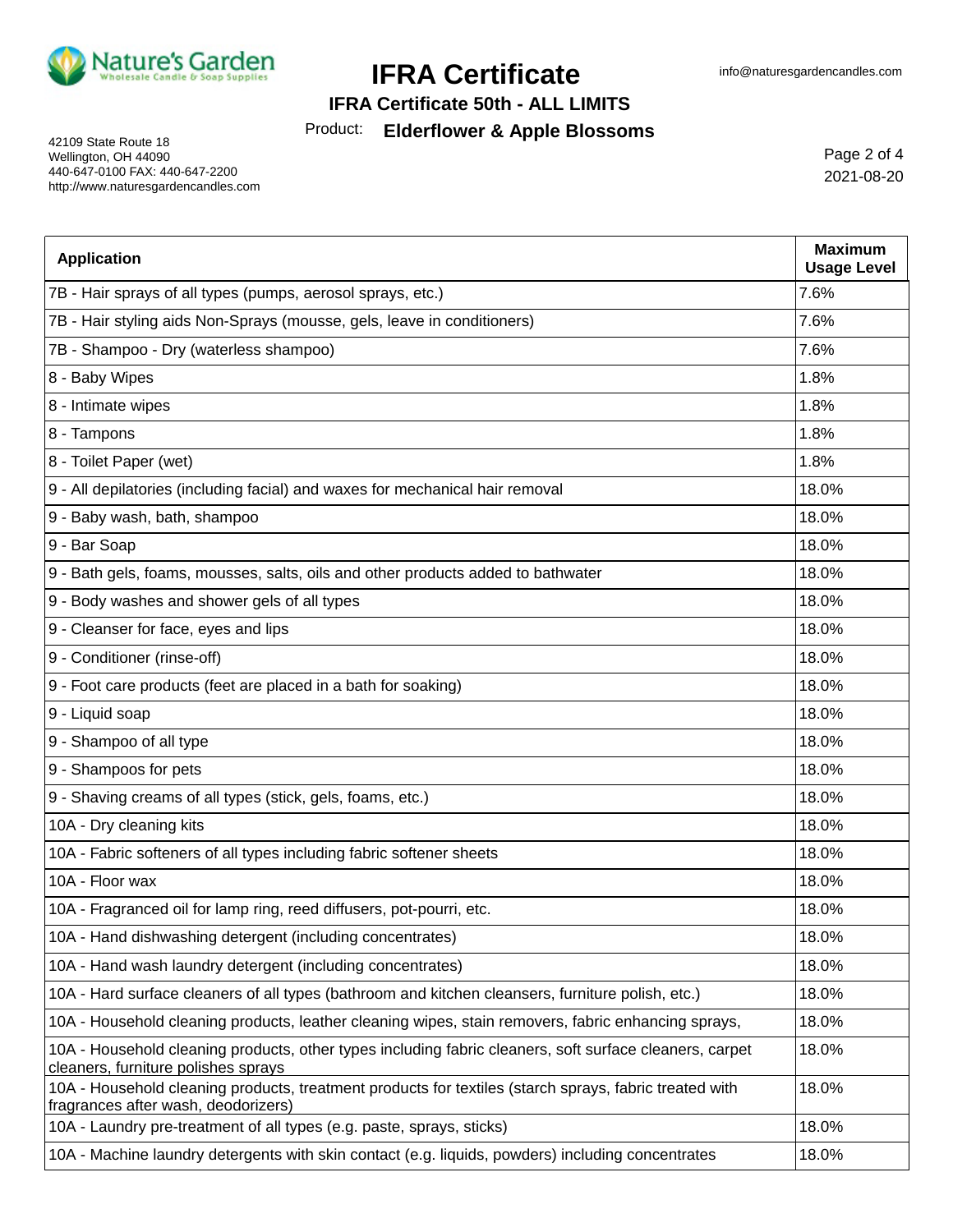# IFRA Certificate

**IFRA Certificate 50th - ALL LIMITS**

Product: **Elderflower & Apple Blossoms**

42109 State Route 18
Wellington, OH 44090
440-647-0100 FAX: 440-647-2200
http://www.naturesgardencandles.com

info@naturesgardencandles.com

2021-08-20

| Application | Maximum Usage Level |
|---|---|
| 7B - Hair sprays of all types (pumps, aerosol sprays, etc.) | 7.6% |
| 7B - Hair styling aids Non-Sprays (mousse, gels, leave in conditioners) | 7.6% |
| 7B - Shampoo - Dry (waterless shampoo) | 7.6% |
| 8 - Baby Wipes | 1.8% |
| 8 - Intimate wipes | 1.8% |
| 8 - Tampons | 1.8% |
| 8 - Toilet Paper (wet) | 1.8% |
| 9 - All depilatories (including facial) and waxes for mechanical hair removal | 18.0% |
| 9 - Baby wash, bath, shampoo | 18.0% |
| 9 - Bar Soap | 18.0% |
| 9 - Bath gels, foams, mousses, salts, oils and other products added to bathwater | 18.0% |
| 9 - Body washes and shower gels of all types | 18.0% |
| 9 - Cleanser for face, eyes and lips | 18.0% |
| 9 - Conditioner (rinse-off) | 18.0% |
| 9 - Foot care products (feet are placed in a bath for soaking) | 18.0% |
| 9 - Liquid soap | 18.0% |
| 9 - Shampoo of all type | 18.0% |
| 9 - Shampoos for pets | 18.0% |
| 9 - Shaving creams of all types (stick, gels, foams, etc.) | 18.0% |
| 10A - Dry cleaning kits | 18.0% |
| 10A - Fabric softeners of all types including fabric softener sheets | 18.0% |
| 10A - Floor wax | 18.0% |
| 10A - Fragranced oil for lamp ring, reed diffusers, pot-pourri, etc. | 18.0% |
| 10A - Hand dishwashing detergent (including concentrates) | 18.0% |
| 10A - Hand wash laundry detergent (including concentrates) | 18.0% |
| 10A - Hard surface cleaners of all types (bathroom and kitchen cleansers, furniture polish, etc.) | 18.0% |
| 10A - Household cleaning products, leather cleaning wipes, stain removers, fabric enhancing sprays, | 18.0% |
| 10A - Household cleaning products, other types including fabric cleaners, soft surface cleaners, carpet cleaners, furniture polishes sprays | 18.0% |
| 10A - Household cleaning products, treatment products for textiles (starch sprays, fabric treated with fragrances after wash, deodorizers) | 18.0% |
| 10A - Laundry pre-treatment of all types (e.g. paste, sprays, sticks) | 18.0% |
| 10A - Machine laundry detergents with skin contact (e.g. liquids, powders) including concentrates | 18.0% |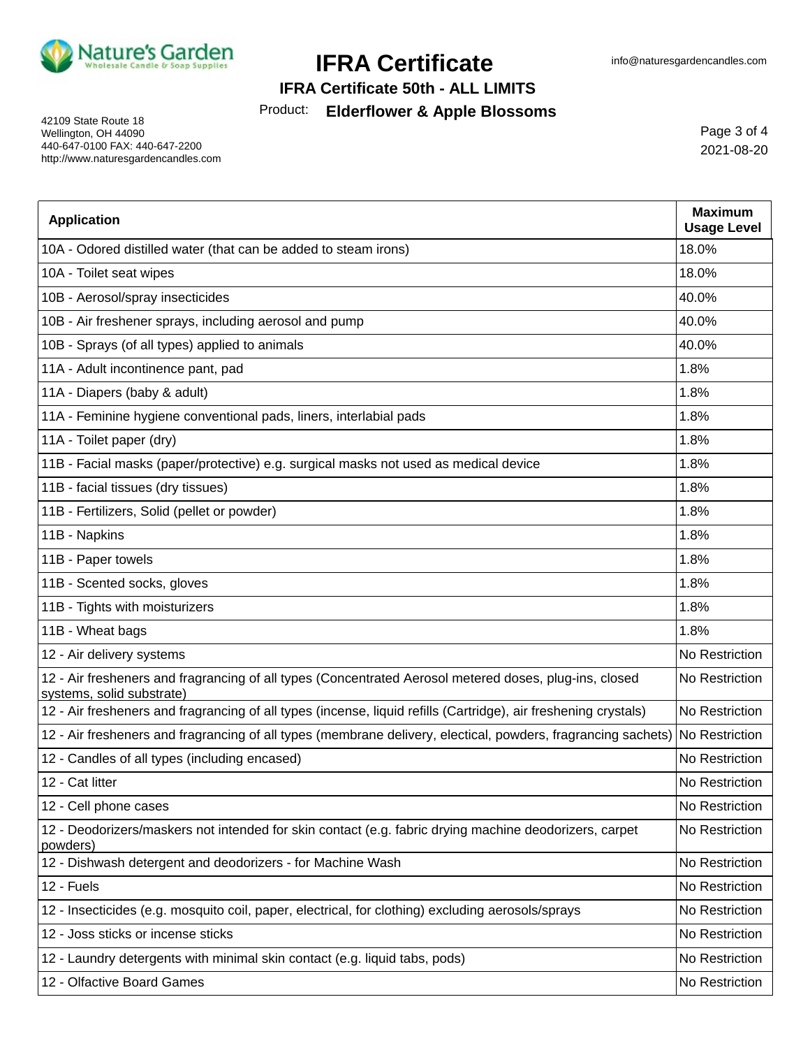# IFRA Certificate

## IFRA Certificate 50th - ALL LIMITS

Product: **Elderflower & Apple Blossoms**

42109 State Route 18
Wellington, OH 44090
440-647-0100 FAX: 440-647-2200
http://www.naturesgardencandles.com

info@naturesgardencandles.com

2021-08-20

| Application | Maximum Usage Level |
|---|---|
| 10A - Odored distilled water (that can be added to steam irons) | 18.0% |
| 10A - Toilet seat wipes | 18.0% |
| 10B - Aerosol/spray insecticides | 40.0% |
| 10B - Air freshener sprays, including aerosol and pump | 40.0% |
| 10B - Sprays (of all types) applied to animals | 40.0% |
| 11A - Adult incontinence pant, pad | 1.8% |
| 11A - Diapers (baby & adult) | 1.8% |
| 11A - Feminine hygiene conventional pads, liners, interlabial pads | 1.8% |
| 11A - Toilet paper (dry) | 1.8% |
| 11B - Facial masks (paper/protective) e.g. surgical masks not used as medical device | 1.8% |
| 11B - facial tissues (dry tissues) | 1.8% |
| 11B - Fertilizers, Solid (pellet or powder) | 1.8% |
| 11B - Napkins | 1.8% |
| 11B - Paper towels | 1.8% |
| 11B - Scented socks, gloves | 1.8% |
| 11B - Tights with moisturizers | 1.8% |
| 11B - Wheat bags | 1.8% |
| 12 - Air delivery systems | No Restriction |
| 12 - Air fresheners and fragrancing of all types (Concentrated Aerosol metered doses, plug-ins, closed systems, solid substrate) | No Restriction |
| 12 - Air fresheners and fragrancing of all types (incense, liquid refills (Cartridge), air freshening crystals) | No Restriction |
| 12 - Air fresheners and fragrancing of all types (membrane delivery, electical, powders, fragrancing sachets) | No Restriction |
| 12 - Candles of all types (including encased) | No Restriction |
| 12 - Cat litter | No Restriction |
| 12 - Cell phone cases | No Restriction |
| 12 - Deodorizers/maskers not intended for skin contact (e.g. fabric drying machine deodorizers, carpet powders) | No Restriction |
| 12 - Dishwash detergent and deodorizers - for Machine Wash | No Restriction |
| 12 - Fuels | No Restriction |
| 12 - Insecticides (e.g. mosquito coil, paper, electrical, for clothing) excluding aerosols/sprays | No Restriction |
| 12 - Joss sticks or incense sticks | No Restriction |
| 12 - Laundry detergents with minimal skin contact (e.g. liquid tabs, pods) | No Restriction |
| 12 - Olfactive Board Games | No Restriction |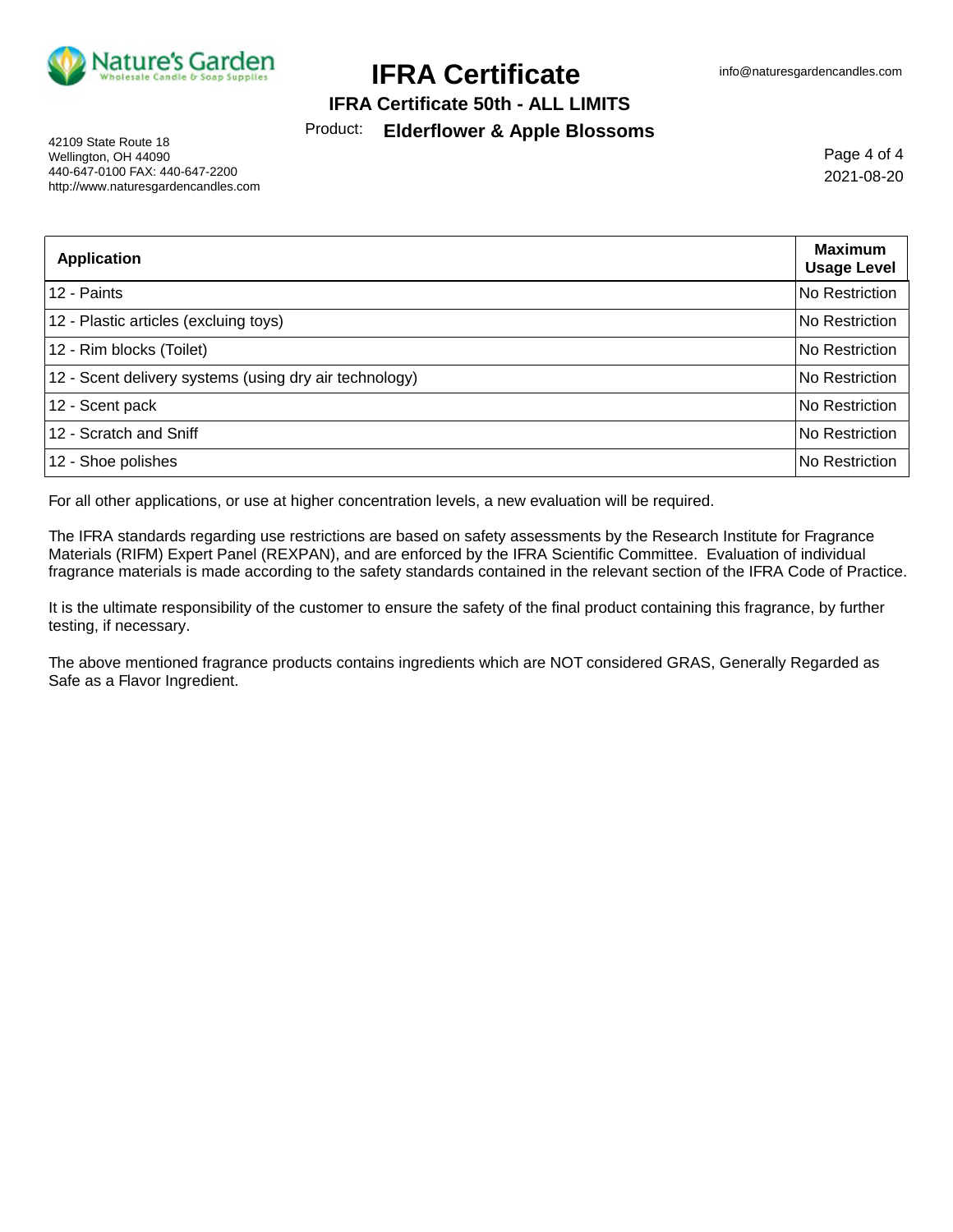| Application | Maximum Usage Level |
|---|---|
| 12 - Paints | No Restriction |
| 12 - Plastic articles (excluing toys) | No Restriction |
| 12 - Rim blocks (Toilet) | No Restriction |
| 12 - Scent delivery systems (using dry air technology) | No Restriction |
| 12 - Scent pack | No Restriction |
| 12 - Scratch and Sniff | No Restriction |
| 12 - Shoe polishes | No Restriction |

For all other applications, or use at higher concentration levels, a new evaluation will be required.

The IFRA standards regarding use restrictions are based on safety assessments by the Research Institute for Fragrance Materials (RIFM) Expert Panel (REXPAN), and are enforced by the IFRA Scientific Committee. Evaluation of individual fragrance materials is made according to the safety standards contained in the relevant section of the IFRA Code of Practice.

It is the ultimate responsibility of the customer to ensure the safety of the final product containing this fragrance, by further testing, if necessary.

The above mentioned fragrance products contains ingredients which are NOT considered GRAS, Generally Regarded as Safe as a Flavor Ingredient.